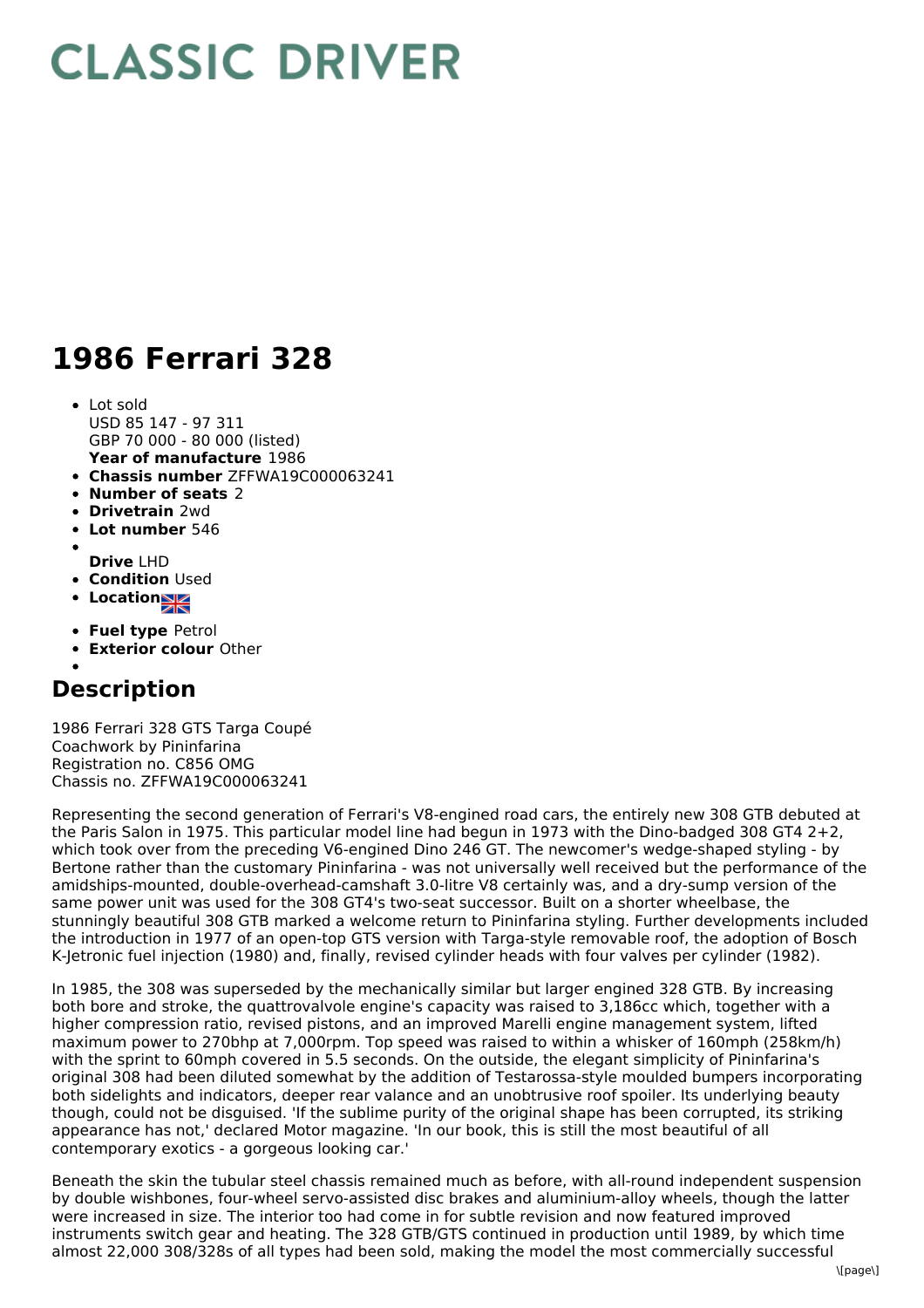# CLASSIC DRIVER

# 1986 Ferrari 328

- Lot sold
  USD 85 147 - 97 311
  GBP 70 000 - 80 000 (listed)
  **Year of manufacture** 1986
- **Chassis number** ZFFWA19C000063241
- **Number of seats** 2
- **Drivetrain** 2wd
- **Lot number** 546
- **Drive** LHD
- **Condition** Used
- **Location**
- **Fuel type** Petrol
- **Exterior colour** Other

## Description

1986 Ferrari 328 GTS Targa Coupé
Coachwork by Pininfarina
Registration no. C856 OMG
Chassis no. ZFFWA19C000063241

Representing the second generation of Ferrari's V8-engined road cars, the entirely new 308 GTB debuted at the Paris Salon in 1975. This particular model line had begun in 1973 with the Dino-badged 308 GT4 2+2, which took over from the preceding V6-engined Dino 246 GT. The newcomer's wedge-shaped styling - by Bertone rather than the customary Pininfarina - was not universally well received but the performance of the amidships-mounted, double-overhead-camshaft 3.0-litre V8 certainly was, and a dry-sump version of the same power unit was used for the 308 GT4's two-seat successor. Built on a shorter wheelbase, the stunningly beautiful 308 GTB marked a welcome return to Pininfarina styling. Further developments included the introduction in 1977 of an open-top GTS version with Targa-style removable roof, the adoption of Bosch K-Jetronic fuel injection (1980) and, finally, revised cylinder heads with four valves per cylinder (1982).

In 1985, the 308 was superseded by the mechanically similar but larger engined 328 GTB. By increasing both bore and stroke, the quattrovalvole engine's capacity was raised to 3,186cc which, together with a higher compression ratio, revised pistons, and an improved Marelli engine management system, lifted maximum power to 270bhp at 7,000rpm. Top speed was raised to within a whisker of 160mph (258km/h) with the sprint to 60mph covered in 5.5 seconds. On the outside, the elegant simplicity of Pininfarina's original 308 had been diluted somewhat by the addition of Testarossa-style moulded bumpers incorporating both sidelights and indicators, deeper rear valance and an unobtrusive roof spoiler. Its underlying beauty though, could not be disguised. 'If the sublime purity of the original shape has been corrupted, its striking appearance has not,' declared Motor magazine. 'In our book, this is still the most beautiful of all contemporary exotics - a gorgeous looking car.'

Beneath the skin the tubular steel chassis remained much as before, with all-round independent suspension by double wishbones, four-wheel servo-assisted disc brakes and aluminium-alloy wheels, though the latter were increased in size. The interior too had come in for subtle revision and now featured improved instruments switch gear and heating. The 328 GTB/GTS continued in production until 1989, by which time almost 22,000 308/328s of all types had been sold, making the model the most commercially successful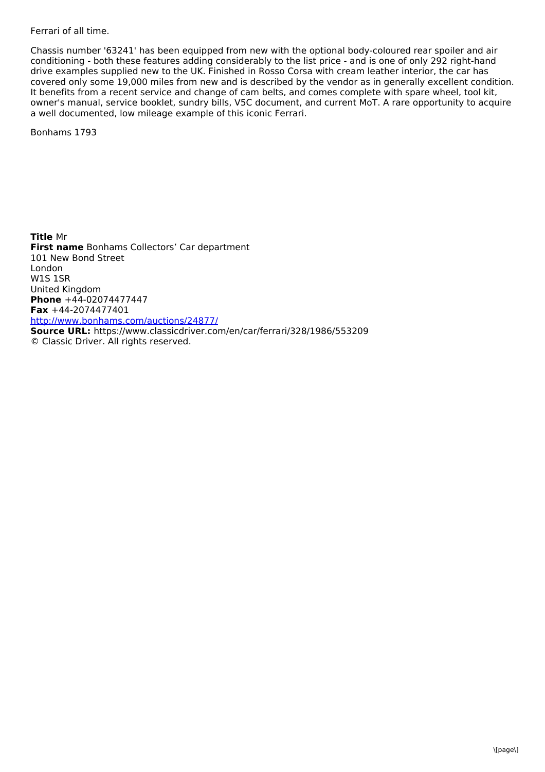Ferrari of all time.

Chassis number '63241' has been equipped from new with the optional body-coloured rear spoiler and air conditioning - both these features adding considerably to the list price - and is one of only 292 right-hand drive examples supplied new to the UK. Finished in Rosso Corsa with cream leather interior, the car has covered only some 19,000 miles from new and is described by the vendor as in generally excellent condition. It benefits from a recent service and change of cam belts, and comes complete with spare wheel, tool kit, owner's manual, service booklet, sundry bills, V5C document, and current MoT. A rare opportunity to acquire a well documented, low mileage example of this iconic Ferrari.

Bonhams 1793

**Title** Mr
**First name** Bonhams Collectors’ Car department
101 New Bond Street
London
W1S 1SR
United Kingdom
**Phone** +44-02074477447
**Fax** +44-2074477401
[http://www.bonhams.com/auctions/24877/](http://www.bonhams.com/auctions/24877/)
**Source URL:** https://www.classicdriver.com/en/car/ferrari/328/1986/553209
© Classic Driver. All rights reserved.